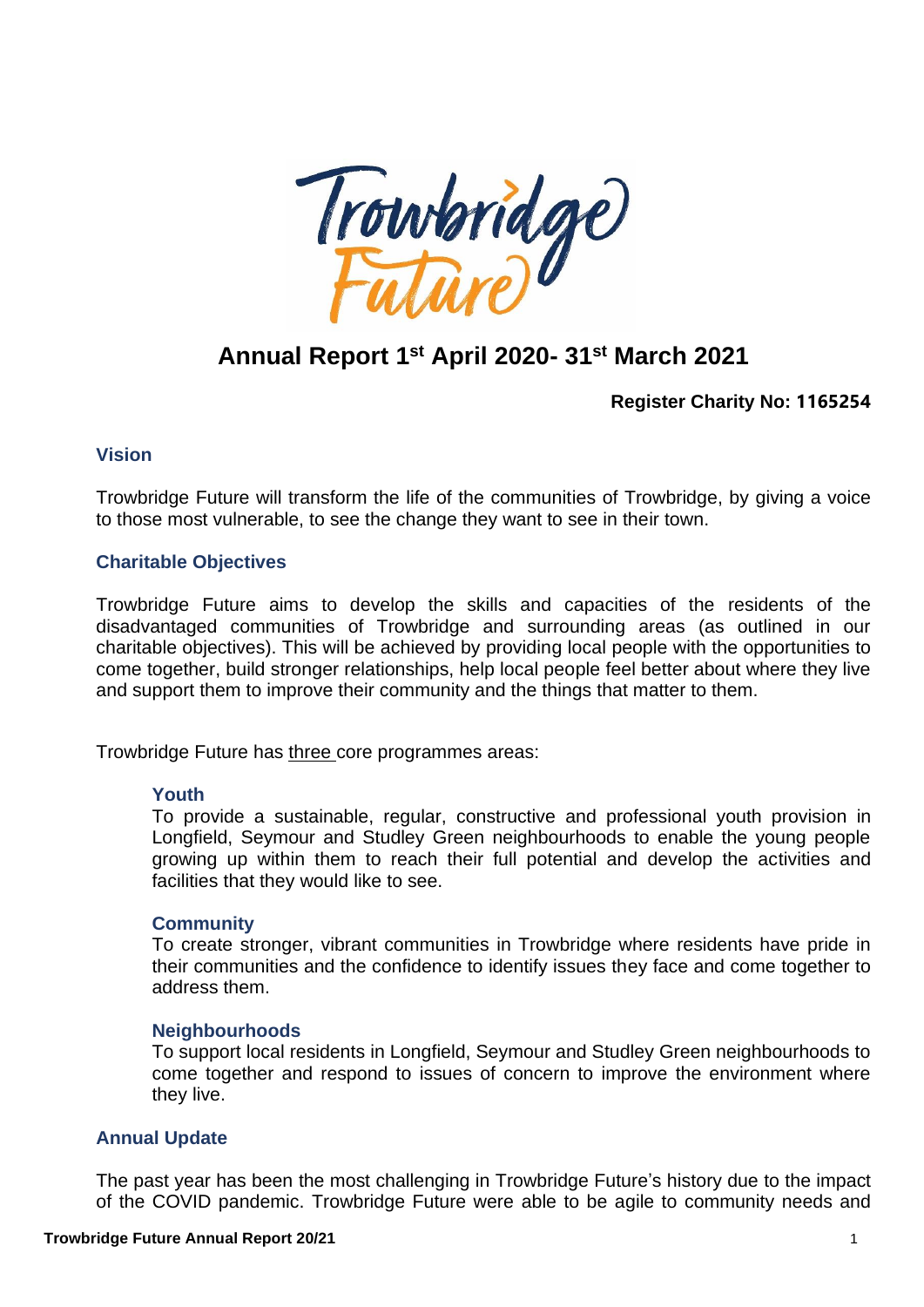# Trowbridge Future

## Annual Report 1st April 2020- 31st March 2021

**Register Charity No: 1165254**

### Vision

Trowbridge Future will transform the life of the communities of Trowbridge, by giving a voice to those most vulnerable, to see the change they want to see in their town.

### Charitable Objectives

Trowbridge Future aims to develop the skills and capacities of the residents of the disadvantaged communities of Trowbridge and surrounding areas (as outlined in our charitable objectives). This will be achieved by providing local people with the opportunities to come together, build stronger relationships, help local people feel better about where they live and support them to improve their community and the things that matter to them.

Trowbridge Future has three core programmes areas:

#### Youth

To provide a sustainable, regular, constructive and professional youth provision in Longfield, Seymour and Studley Green neighbourhoods to enable the young people growing up within them to reach their full potential and develop the activities and facilities that they would like to see.

#### Community

To create stronger, vibrant communities in Trowbridge where residents have pride in their communities and the confidence to identify issues they face and come together to address them.

#### Neighbourhoods

To support local residents in Longfield, Seymour and Studley Green neighbourhoods to come together and respond to issues of concern to improve the environment where they live.

### Annual Update

The past year has been the most challenging in Trowbridge Future's history due to the impact of the COVID pandemic. Trowbridge Future were able to be agile to community needs and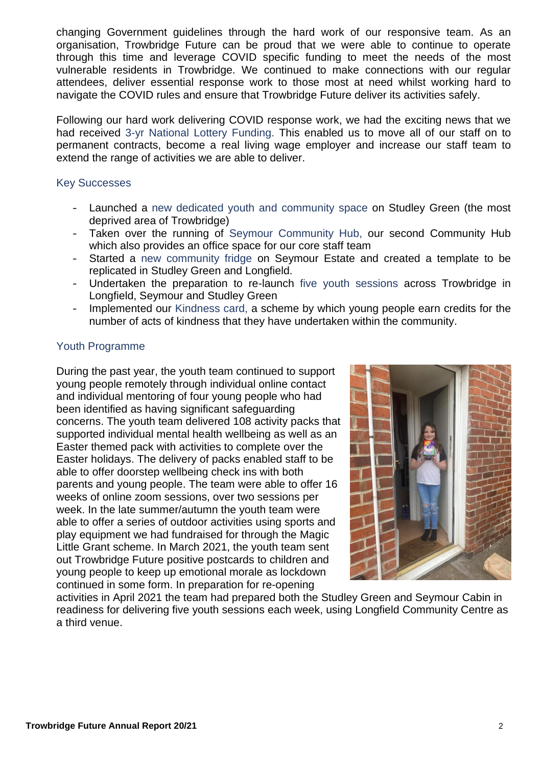changing Government guidelines through the hard work of our responsive team. As an organisation, Trowbridge Future can be proud that we were able to continue to operate through this time and leverage COVID specific funding to meet the needs of the most vulnerable residents in Trowbridge. We continued to make connections with our regular attendees, deliver essential response work to those most at need whilst working hard to navigate the COVID rules and ensure that Trowbridge Future deliver its activities safely.

Following our hard work delivering COVID response work, we had the exciting news that we had received 3-yr National Lottery Funding. This enabled us to move all of our staff on to permanent contracts, become a real living wage employer and increase our staff team to extend the range of activities we are able to deliver.

## Key Successes

- Launched a new dedicated youth and community space on Studley Green (the most deprived area of Trowbridge)
- Taken over the running of Seymour Community Hub, our second Community Hub which also provides an office space for our core staff team
- Started a new community fridge on Seymour Estate and created a template to be replicated in Studley Green and Longfield.
- Undertaken the preparation to re-launch five youth sessions across Trowbridge in Longfield, Seymour and Studley Green
- Implemented our Kindness card, a scheme by which young people earn credits for the number of acts of kindness that they have undertaken within the community.

## Youth Programme

During the past year, the youth team continued to support young people remotely through individual online contact and individual mentoring of four young people who had been identified as having significant safeguarding concerns. The youth team delivered 108 activity packs that supported individual mental health wellbeing as well as an Easter themed pack with activities to complete over the Easter holidays. The delivery of packs enabled staff to be able to offer doorstep wellbeing check ins with both parents and young people. The team were able to offer 16 weeks of online zoom sessions, over two sessions per week. In the late summer/autumn the youth team were able to offer a series of outdoor activities using sports and play equipment we had fundraised for through the Magic Little Grant scheme. In March 2021, the youth team sent out Trowbridge Future positive postcards to children and young people to keep up emotional morale as lockdown continued in some form. In preparation for re-opening activities in April 2021 the team had prepared both the Studley Green and Seymour Cabin in readiness for delivering five youth sessions each week, using Longfield Community Centre as a third venue.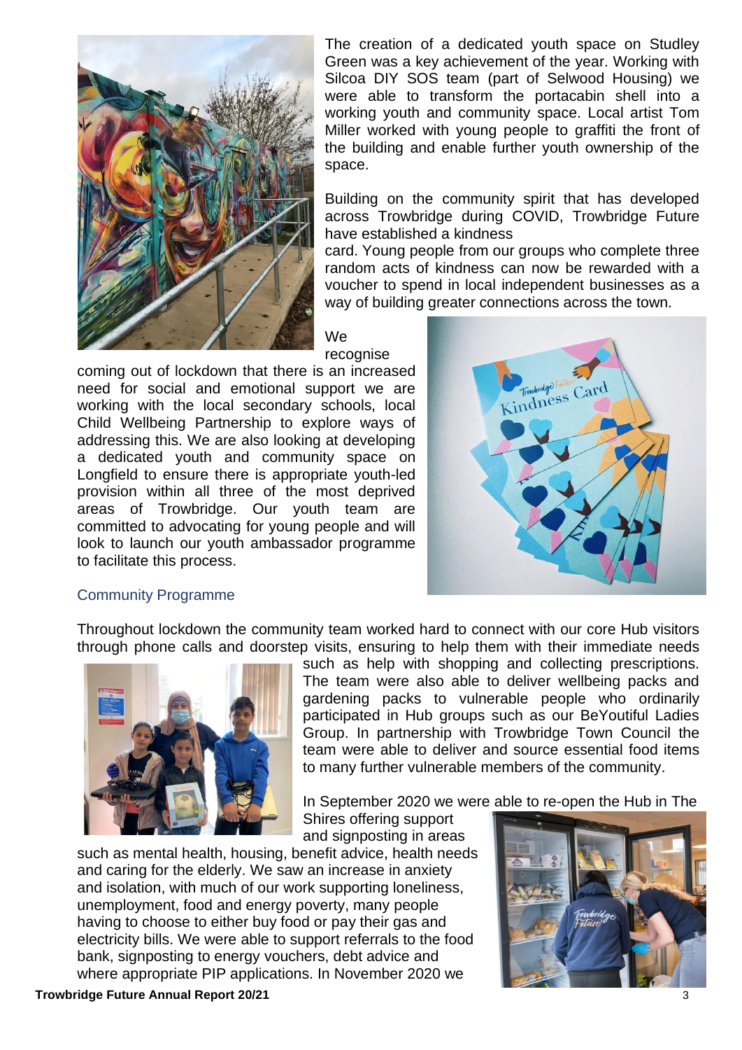The creation of a dedicated youth space on Studley Green was a key achievement of the year. Working with Silcoa DIY SOS team (part of Selwood Housing) we were able to transform the portacabin shell into a working youth and community space. Local artist Tom Miller worked with young people to graffiti the front of the building and enable further youth ownership of the space.

Building on the community spirit that has developed across Trowbridge during COVID, Trowbridge Future have established a kindness card. Young people from our groups who complete three random acts of kindness can now be rewarded with a voucher to spend in local independent businesses as a way of building greater connections across the town.

We recognise coming out of lockdown that there is an increased need for social and emotional support we are working with the local secondary schools, local Child Wellbeing Partnership to explore ways of addressing this. We are also looking at developing a dedicated youth and community space on Longfield to ensure there is appropriate youth-led provision within all three of the most deprived areas of Trowbridge. Our youth team are committed to advocating for young people and will look to launch our youth ambassador programme to facilitate this process.

## Community Programme

Throughout lockdown the community team worked hard to connect with our core Hub visitors through phone calls and doorstep visits, ensuring to help them with their immediate needs such as help with shopping and collecting prescriptions. The team were also able to deliver wellbeing packs and gardening packs to vulnerable people who ordinarily participated in Hub groups such as our BeYoutiful Ladies Group. In partnership with Trowbridge Town Council the team were able to deliver and source essential food items to many further vulnerable members of the community.

In September 2020 we were able to re-open the Hub in The Shires offering support and signposting in areas such as mental health, housing, benefit advice, health needs and caring for the elderly. We saw an increase in anxiety and isolation, with much of our work supporting loneliness, unemployment, food and energy poverty, many people having to choose to either buy food or pay their gas and electricity bills. We were able to support referrals to the food bank, signposting to energy vouchers, debt advice and where appropriate PIP applications. In November 2020 we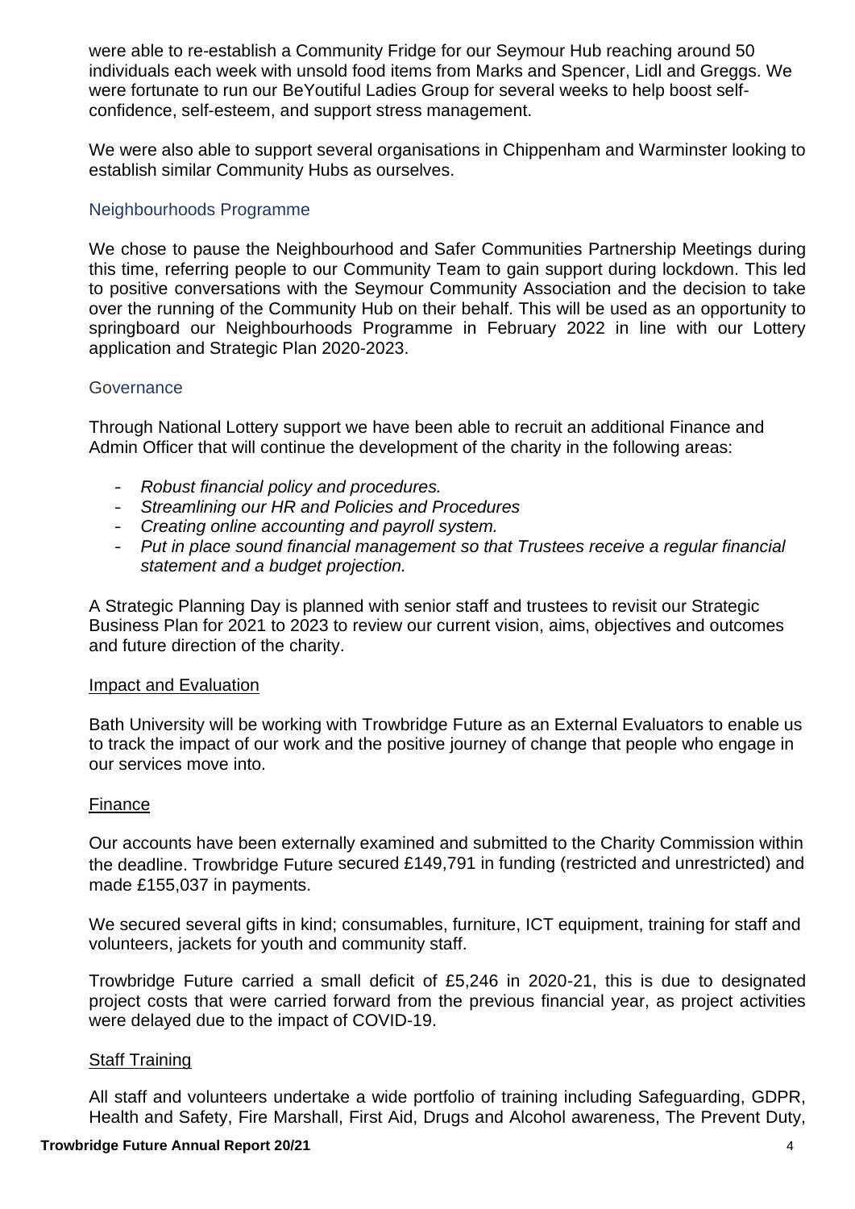were able to re-establish a Community Fridge for our Seymour Hub reaching around 50 individuals each week with unsold food items from Marks and Spencer, Lidl and Greggs. We were fortunate to run our BeYoutiful Ladies Group for several weeks to help boost self-confidence, self-esteem, and support stress management.

We were also able to support several organisations in Chippenham and Warminster looking to establish similar Community Hubs as ourselves.

### Neighbourhoods Programme

We chose to pause the Neighbourhood and Safer Communities Partnership Meetings during this time, referring people to our Community Team to gain support during lockdown. This led to positive conversations with the Seymour Community Association and the decision to take over the running of the Community Hub on their behalf. This will be used as an opportunity to springboard our Neighbourhoods Programme in February 2022 in line with our Lottery application and Strategic Plan 2020-2023.

### Governance

Through National Lottery support we have been able to recruit an additional Finance and Admin Officer that will continue the development of the charity in the following areas:

- *Robust financial policy and procedures.*
- *Streamlining our HR and Policies and Procedures*
- *Creating online accounting and payroll system.*
- *Put in place sound financial management so that Trustees receive a regular financial statement and a budget projection.*

A Strategic Planning Day is planned with senior staff and trustees to revisit our Strategic Business Plan for 2021 to 2023 to review our current vision, aims, objectives and outcomes and future direction of the charity.

#### Impact and Evaluation

Bath University will be working with Trowbridge Future as an External Evaluators to enable us to track the impact of our work and the positive journey of change that people who engage in our services move into.

#### Finance

Our accounts have been externally examined and submitted to the Charity Commission within the deadline. Trowbridge Future secured £149,791 in funding (restricted and unrestricted) and made £155,037 in payments.

We secured several gifts in kind; consumables, furniture, ICT equipment, training for staff and volunteers, jackets for youth and community staff.

Trowbridge Future carried a small deficit of £5,246 in 2020-21, this is due to designated project costs that were carried forward from the previous financial year, as project activities were delayed due to the impact of COVID-19.

#### Staff Training

All staff and volunteers undertake a wide portfolio of training including Safeguarding, GDPR, Health and Safety, Fire Marshall, First Aid, Drugs and Alcohol awareness, The Prevent Duty,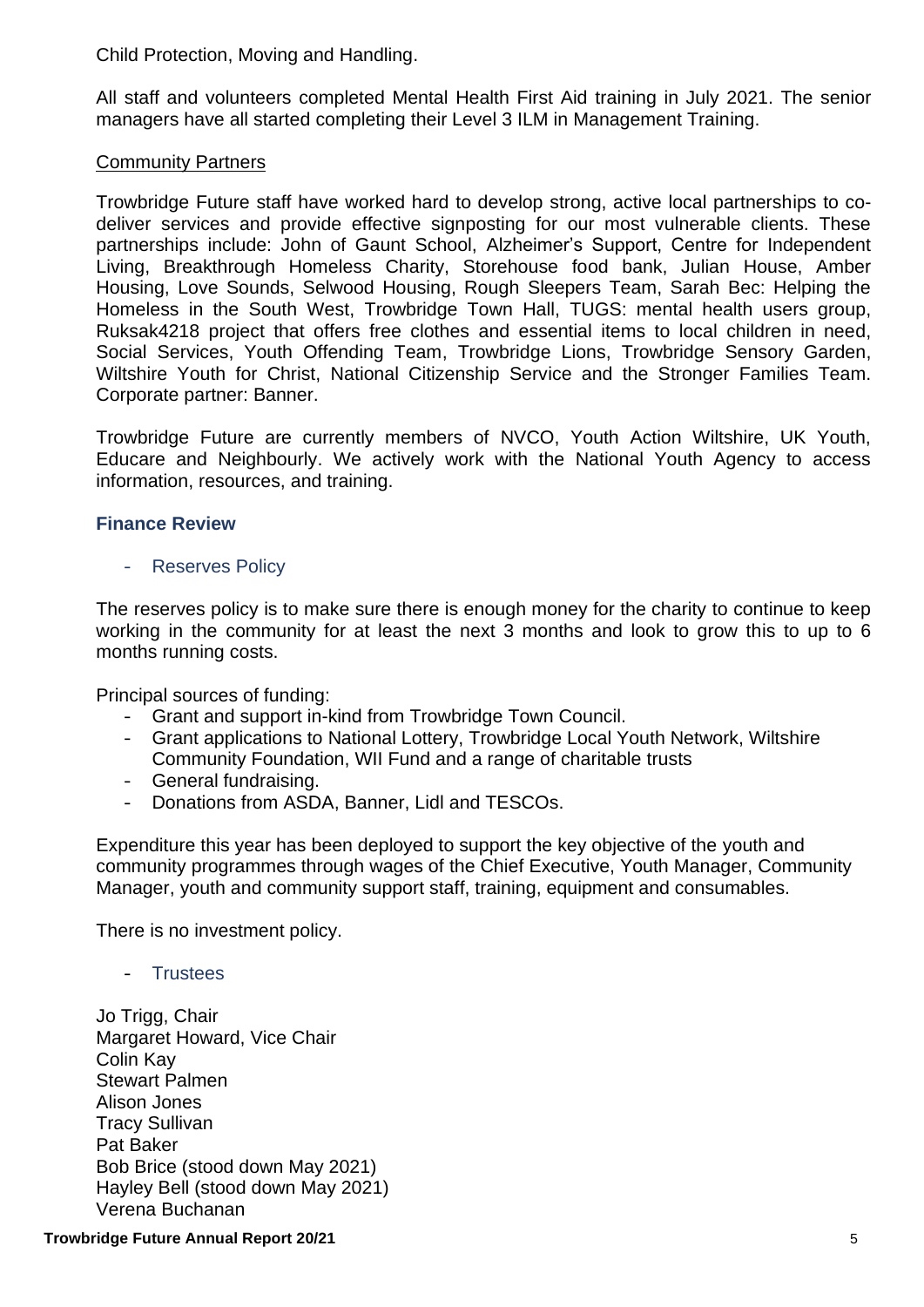Child Protection, Moving and Handling.

All staff and volunteers completed Mental Health First Aid training in July 2021. The senior managers have all started completing their Level 3 ILM in Management Training.

Community Partners

Trowbridge Future staff have worked hard to develop strong, active local partnerships to co-deliver services and provide effective signposting for our most vulnerable clients. These partnerships include: John of Gaunt School, Alzheimer's Support, Centre for Independent Living, Breakthrough Homeless Charity, Storehouse food bank, Julian House, Amber Housing, Love Sounds, Selwood Housing, Rough Sleepers Team, Sarah Bec: Helping the Homeless in the South West, Trowbridge Town Hall, TUGS: mental health users group, Ruksak4218 project that offers free clothes and essential items to local children in need, Social Services, Youth Offending Team, Trowbridge Lions, Trowbridge Sensory Garden, Wiltshire Youth for Christ, National Citizenship Service and the Stronger Families Team. Corporate partner: Banner.

Trowbridge Future are currently members of NVCO, Youth Action Wiltshire, UK Youth, Educare and Neighbourly. We actively work with the National Youth Agency to access information, resources, and training.

## Finance Review

- Reserves Policy

The reserves policy is to make sure there is enough money for the charity to continue to keep working in the community for at least the next 3 months and look to grow this to up to 6 months running costs.

Principal sources of funding:

- Grant and support in-kind from Trowbridge Town Council.
- Grant applications to National Lottery, Trowbridge Local Youth Network, Wiltshire Community Foundation, WII Fund and a range of charitable trusts
- General fundraising.
- Donations from ASDA, Banner, Lidl and TESCOs.

Expenditure this year has been deployed to support the key objective of the youth and community programmes through wages of the Chief Executive, Youth Manager, Community Manager, youth and community support staff, training, equipment and consumables.

There is no investment policy.

- Trustees

Jo Trigg, Chair
Margaret Howard, Vice Chair
Colin Kay
Stewart Palmen
Alison Jones
Tracy Sullivan
Pat Baker
Bob Brice (stood down May 2021)
Hayley Bell (stood down May 2021)
Verena Buchanan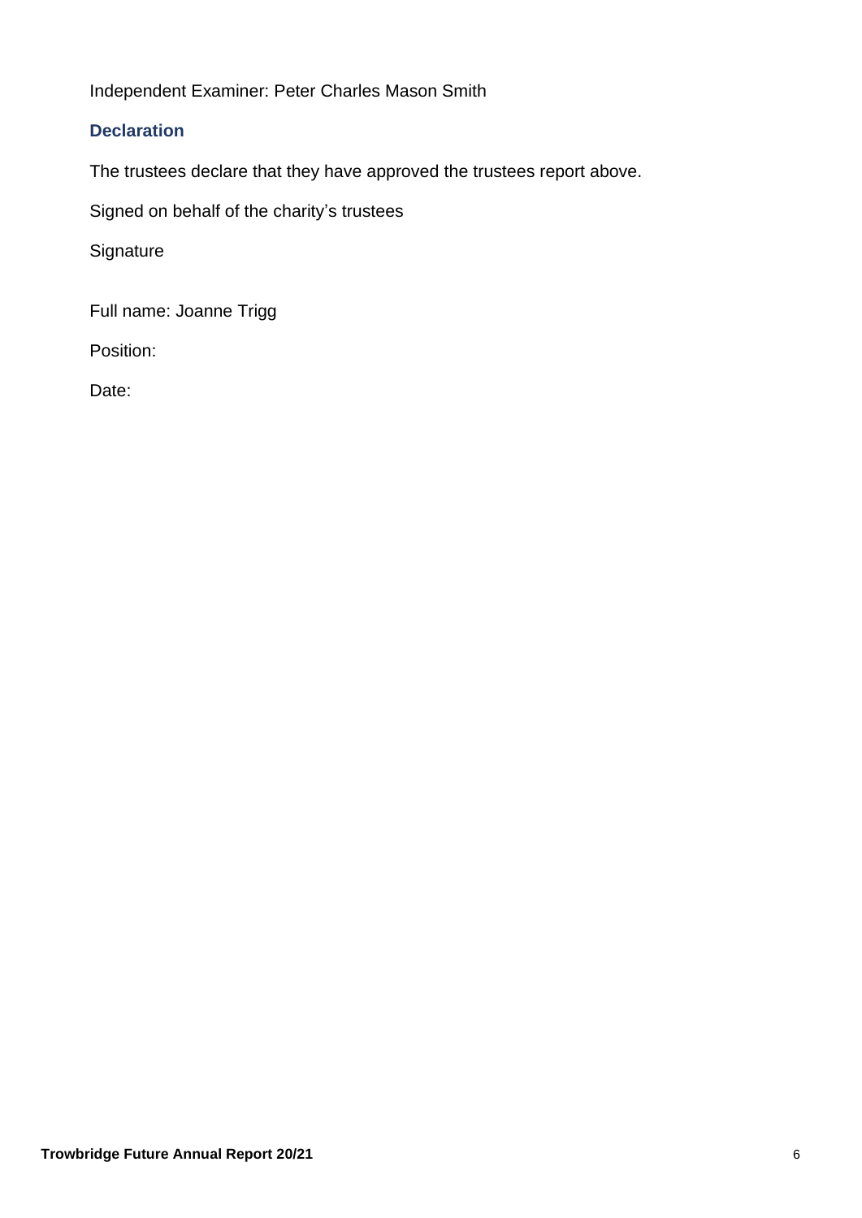Independent Examiner: Peter Charles Mason Smith

### Declaration

The trustees declare that they have approved the trustees report above.

Signed on behalf of the charity's trustees

Signature

Full name: Joanne Trigg

Position:

Date: